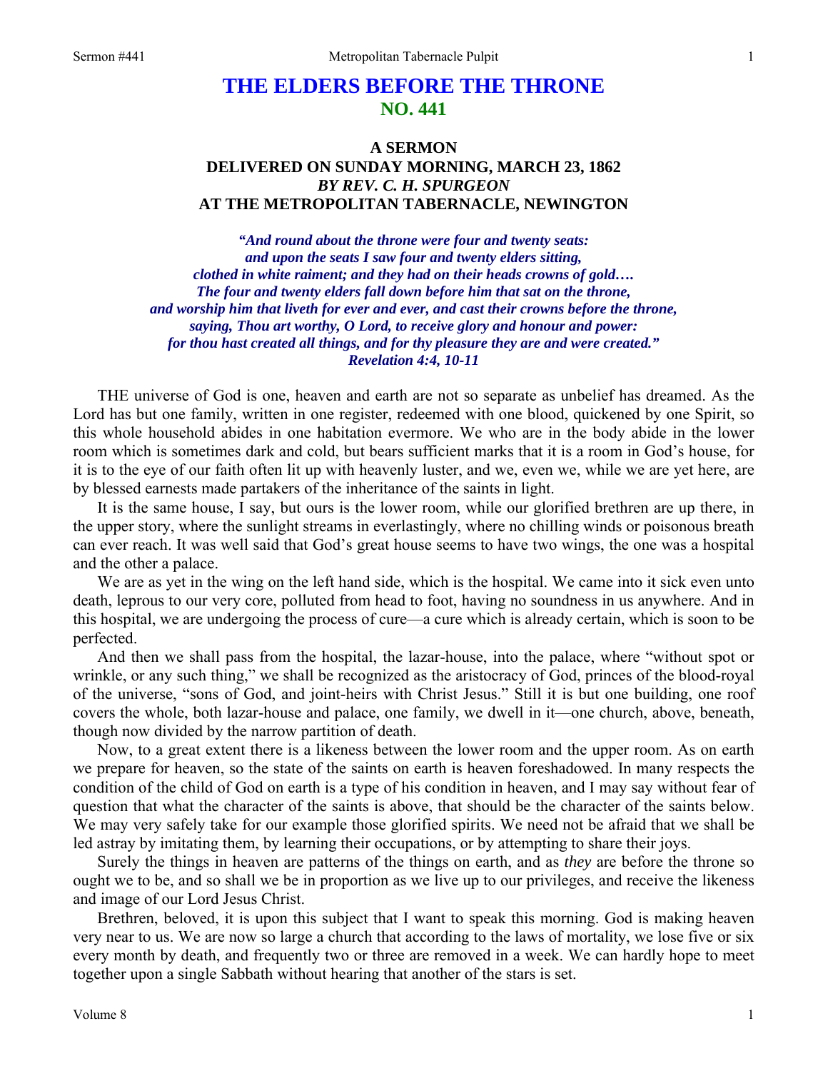# THE ELDERS BEFORE THE THRONE
## NO. 441

### A SERMON
### DELIVERED ON SUNDAY MORNING, MARCH 23, 1862
### *BY REV. C. H. SPURGEON*
### AT THE METROPOLITAN TABERNACLE, NEWINGTON

*"And round about the throne were four and twenty seats: and upon the seats I saw four and twenty elders sitting, clothed in white raiment; and they had on their heads crowns of gold…. The four and twenty elders fall down before him that sat on the throne, and worship him that liveth for ever and ever, and cast their crowns before the throne, saying, Thou art worthy, O Lord, to receive glory and honour and power: for thou hast created all things, and for thy pleasure they are and were created." Revelation 4:4, 10-11*

THE universe of God is one, heaven and earth are not so separate as unbelief has dreamed. As the Lord has but one family, written in one register, redeemed with one blood, quickened by one Spirit, so this whole household abides in one habitation evermore. We who are in the body abide in the lower room which is sometimes dark and cold, but bears sufficient marks that it is a room in God's house, for it is to the eye of our faith often lit up with heavenly luster, and we, even we, while we are yet here, are by blessed earnests made partakers of the inheritance of the saints in light.

It is the same house, I say, but ours is the lower room, while our glorified brethren are up there, in the upper story, where the sunlight streams in everlastingly, where no chilling winds or poisonous breath can ever reach. It was well said that God's great house seems to have two wings, the one was a hospital and the other a palace.

We are as yet in the wing on the left hand side, which is the hospital. We came into it sick even unto death, leprous to our very core, polluted from head to foot, having no soundness in us anywhere. And in this hospital, we are undergoing the process of cure—a cure which is already certain, which is soon to be perfected.

And then we shall pass from the hospital, the lazar-house, into the palace, where "without spot or wrinkle, or any such thing," we shall be recognized as the aristocracy of God, princes of the blood-royal of the universe, "sons of God, and joint-heirs with Christ Jesus." Still it is but one building, one roof covers the whole, both lazar-house and palace, one family, we dwell in it—one church, above, beneath, though now divided by the narrow partition of death.

Now, to a great extent there is a likeness between the lower room and the upper room. As on earth we prepare for heaven, so the state of the saints on earth is heaven foreshadowed. In many respects the condition of the child of God on earth is a type of his condition in heaven, and I may say without fear of question that what the character of the saints is above, that should be the character of the saints below. We may very safely take for our example those glorified spirits. We need not be afraid that we shall be led astray by imitating them, by learning their occupations, or by attempting to share their joys.

Surely the things in heaven are patterns of the things on earth, and as *they* are before the throne so ought we to be, and so shall we be in proportion as we live up to our privileges, and receive the likeness and image of our Lord Jesus Christ.

Brethren, beloved, it is upon this subject that I want to speak this morning. God is making heaven very near to us. We are now so large a church that according to the laws of mortality, we lose five or six every month by death, and frequently two or three are removed in a week. We can hardly hope to meet together upon a single Sabbath without hearing that another of the stars is set.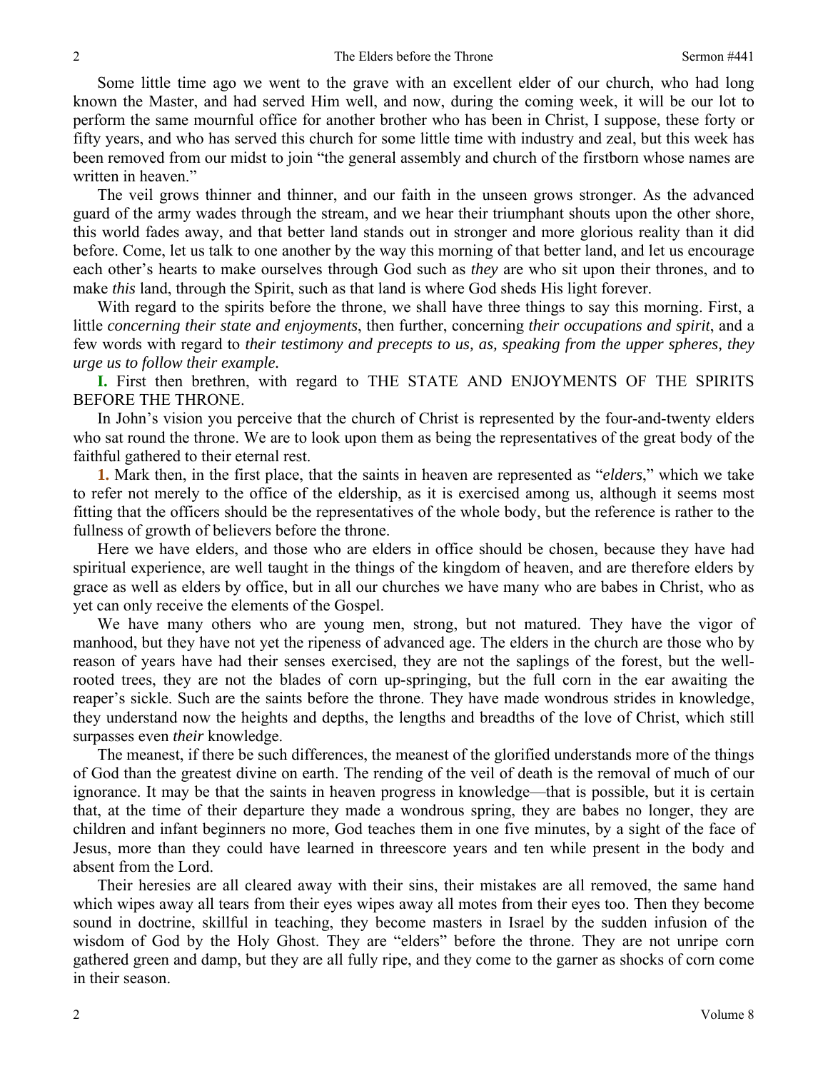Some little time ago we went to the grave with an excellent elder of our church, who had long known the Master, and had served Him well, and now, during the coming week, it will be our lot to perform the same mournful office for another brother who has been in Christ, I suppose, these forty or fifty years, and who has served this church for some little time with industry and zeal, but this week has been removed from our midst to join "the general assembly and church of the firstborn whose names are written in heaven."

The veil grows thinner and thinner, and our faith in the unseen grows stronger. As the advanced guard of the army wades through the stream, and we hear their triumphant shouts upon the other shore, this world fades away, and that better land stands out in stronger and more glorious reality than it did before. Come, let us talk to one another by the way this morning of that better land, and let us encourage each other's hearts to make ourselves through God such as *they* are who sit upon their thrones, and to make *this* land, through the Spirit, such as that land is where God sheds His light forever.

With regard to the spirits before the throne, we shall have three things to say this morning. First, a little *concerning their state and enjoyments*, then further, concerning *their occupations and spirit*, and a few words with regard to *their testimony and precepts to us, as, speaking from the upper spheres, they urge us to follow their example.*

**I.** First then brethren, with regard to THE STATE AND ENJOYMENTS OF THE SPIRITS BEFORE THE THRONE.

In John's vision you perceive that the church of Christ is represented by the four-and-twenty elders who sat round the throne. We are to look upon them as being the representatives of the great body of the faithful gathered to their eternal rest.

**1.** Mark then, in the first place, that the saints in heaven are represented as "*elders*," which we take to refer not merely to the office of the eldership, as it is exercised among us, although it seems most fitting that the officers should be the representatives of the whole body, but the reference is rather to the fullness of growth of believers before the throne.

Here we have elders, and those who are elders in office should be chosen, because they have had spiritual experience, are well taught in the things of the kingdom of heaven, and are therefore elders by grace as well as elders by office, but in all our churches we have many who are babes in Christ, who as yet can only receive the elements of the Gospel.

We have many others who are young men, strong, but not matured. They have the vigor of manhood, but they have not yet the ripeness of advanced age. The elders in the church are those who by reason of years have had their senses exercised, they are not the saplings of the forest, but the well-rooted trees, they are not the blades of corn up-springing, but the full corn in the ear awaiting the reaper's sickle. Such are the saints before the throne. They have made wondrous strides in knowledge, they understand now the heights and depths, the lengths and breadths of the love of Christ, which still surpasses even *their* knowledge.

The meanest, if there be such differences, the meanest of the glorified understands more of the things of God than the greatest divine on earth. The rending of the veil of death is the removal of much of our ignorance. It may be that the saints in heaven progress in knowledge—that is possible, but it is certain that, at the time of their departure they made a wondrous spring, they are babes no longer, they are children and infant beginners no more, God teaches them in one five minutes, by a sight of the face of Jesus, more than they could have learned in threescore years and ten while present in the body and absent from the Lord.

Their heresies are all cleared away with their sins, their mistakes are all removed, the same hand which wipes away all tears from their eyes wipes away all motes from their eyes too. Then they become sound in doctrine, skillful in teaching, they become masters in Israel by the sudden infusion of the wisdom of God by the Holy Ghost. They are "elders" before the throne. They are not unripe corn gathered green and damp, but they are all fully ripe, and they come to the garner as shocks of corn come in their season.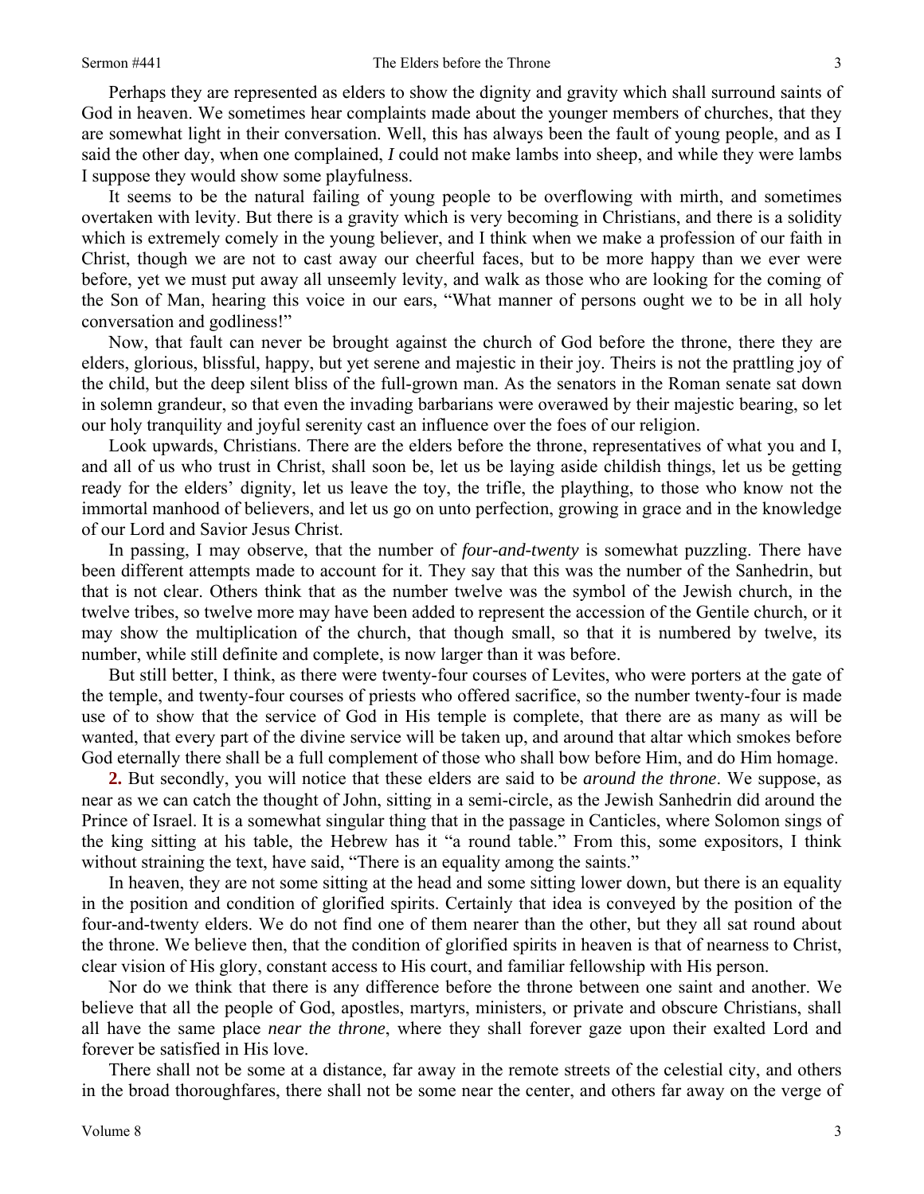Perhaps they are represented as elders to show the dignity and gravity which shall surround saints of God in heaven. We sometimes hear complaints made about the younger members of churches, that they are somewhat light in their conversation. Well, this has always been the fault of young people, and as I said the other day, when one complained, *I* could not make lambs into sheep, and while they were lambs I suppose they would show some playfulness.

It seems to be the natural failing of young people to be overflowing with mirth, and sometimes overtaken with levity. But there is a gravity which is very becoming in Christians, and there is a solidity which is extremely comely in the young believer, and I think when we make a profession of our faith in Christ, though we are not to cast away our cheerful faces, but to be more happy than we ever were before, yet we must put away all unseemly levity, and walk as those who are looking for the coming of the Son of Man, hearing this voice in our ears, "What manner of persons ought we to be in all holy conversation and godliness!"

Now, that fault can never be brought against the church of God before the throne, there they are elders, glorious, blissful, happy, but yet serene and majestic in their joy. Theirs is not the prattling joy of the child, but the deep silent bliss of the full-grown man. As the senators in the Roman senate sat down in solemn grandeur, so that even the invading barbarians were overawed by their majestic bearing, so let our holy tranquility and joyful serenity cast an influence over the foes of our religion.

Look upwards, Christians. There are the elders before the throne, representatives of what you and I, and all of us who trust in Christ, shall soon be, let us be laying aside childish things, let us be getting ready for the elders' dignity, let us leave the toy, the trifle, the plaything, to those who know not the immortal manhood of believers, and let us go on unto perfection, growing in grace and in the knowledge of our Lord and Savior Jesus Christ.

In passing, I may observe, that the number of *four-and-twenty* is somewhat puzzling. There have been different attempts made to account for it. They say that this was the number of the Sanhedrin, but that is not clear. Others think that as the number twelve was the symbol of the Jewish church, in the twelve tribes, so twelve more may have been added to represent the accession of the Gentile church, or it may show the multiplication of the church, that though small, so that it is numbered by twelve, its number, while still definite and complete, is now larger than it was before.

But still better, I think, as there were twenty-four courses of Levites, who were porters at the gate of the temple, and twenty-four courses of priests who offered sacrifice, so the number twenty-four is made use of to show that the service of God in His temple is complete, that there are as many as will be wanted, that every part of the divine service will be taken up, and around that altar which smokes before God eternally there shall be a full complement of those who shall bow before Him, and do Him homage.

**2.** But secondly, you will notice that these elders are said to be *around the throne*. We suppose, as near as we can catch the thought of John, sitting in a semi-circle, as the Jewish Sanhedrin did around the Prince of Israel. It is a somewhat singular thing that in the passage in Canticles, where Solomon sings of the king sitting at his table, the Hebrew has it "a round table." From this, some expositors, I think without straining the text, have said, "There is an equality among the saints."

In heaven, they are not some sitting at the head and some sitting lower down, but there is an equality in the position and condition of glorified spirits. Certainly that idea is conveyed by the position of the four-and-twenty elders. We do not find one of them nearer than the other, but they all sat round about the throne. We believe then, that the condition of glorified spirits in heaven is that of nearness to Christ, clear vision of His glory, constant access to His court, and familiar fellowship with His person.

Nor do we think that there is any difference before the throne between one saint and another. We believe that all the people of God, apostles, martyrs, ministers, or private and obscure Christians, shall all have the same place *near the throne*, where they shall forever gaze upon their exalted Lord and forever be satisfied in His love.

There shall not be some at a distance, far away in the remote streets of the celestial city, and others in the broad thoroughfares, there shall not be some near the center, and others far away on the verge of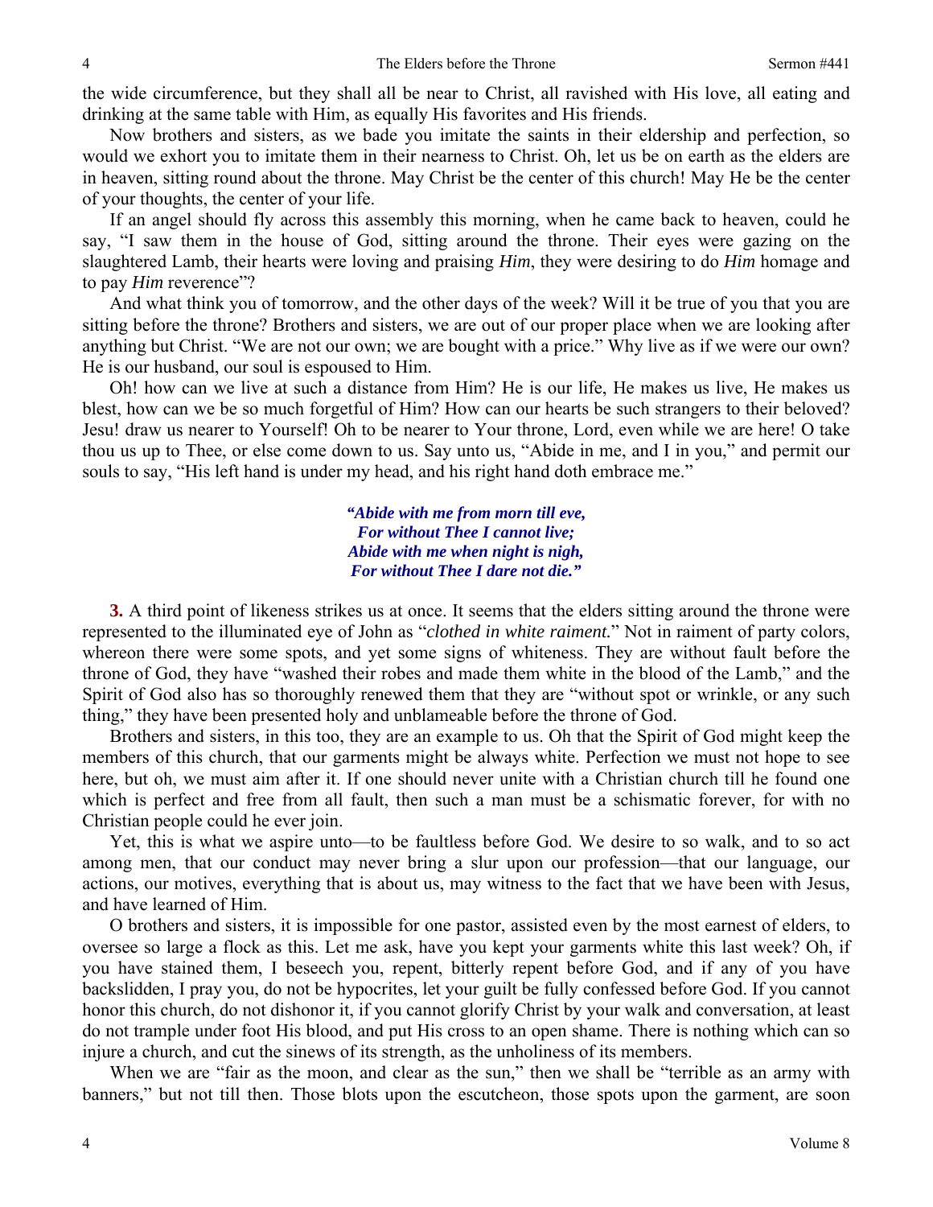the wide circumference, but they shall all be near to Christ, all ravished with His love, all eating and drinking at the same table with Him, as equally His favorites and His friends.

Now brothers and sisters, as we bade you imitate the saints in their eldership and perfection, so would we exhort you to imitate them in their nearness to Christ. Oh, let us be on earth as the elders are in heaven, sitting round about the throne. May Christ be the center of this church! May He be the center of your thoughts, the center of your life.

If an angel should fly across this assembly this morning, when he came back to heaven, could he say, "I saw them in the house of God, sitting around the throne. Their eyes were gazing on the slaughtered Lamb, their hearts were loving and praising *Him*, they were desiring to do *Him* homage and to pay *Him* reverence"?

And what think you of tomorrow, and the other days of the week? Will it be true of you that you are sitting before the throne? Brothers and sisters, we are out of our proper place when we are looking after anything but Christ. "We are not our own; we are bought with a price." Why live as if we were our own? He is our husband, our soul is espoused to Him.

Oh! how can we live at such a distance from Him? He is our life, He makes us live, He makes us blest, how can we be so much forgetful of Him? How can our hearts be such strangers to their beloved? Jesu! draw us nearer to Yourself! Oh to be nearer to Your throne, Lord, even while we are here! O take thou us up to Thee, or else come down to us. Say unto us, "Abide in me, and I in you," and permit our souls to say, "His left hand is under my head, and his right hand doth embrace me."

> ***"Abide with me from morn till eve,***
> ***For without Thee I cannot live;***
> ***Abide with me when night is nigh,***
> ***For without Thee I dare not die."***

**3.** A third point of likeness strikes us at once. It seems that the elders sitting around the throne were represented to the illuminated eye of John as "*clothed in white raiment.*" Not in raiment of party colors, whereon there were some spots, and yet some signs of whiteness. They are without fault before the throne of God, they have "washed their robes and made them white in the blood of the Lamb," and the Spirit of God also has so thoroughly renewed them that they are "without spot or wrinkle, or any such thing," they have been presented holy and unblameable before the throne of God.

Brothers and sisters, in this too, they are an example to us. Oh that the Spirit of God might keep the members of this church, that our garments might be always white. Perfection we must not hope to see here, but oh, we must aim after it. If one should never unite with a Christian church till he found one which is perfect and free from all fault, then such a man must be a schismatic forever, for with no Christian people could he ever join.

Yet, this is what we aspire unto—to be faultless before God. We desire to so walk, and to so act among men, that our conduct may never bring a slur upon our profession—that our language, our actions, our motives, everything that is about us, may witness to the fact that we have been with Jesus, and have learned of Him.

O brothers and sisters, it is impossible for one pastor, assisted even by the most earnest of elders, to oversee so large a flock as this. Let me ask, have you kept your garments white this last week? Oh, if you have stained them, I beseech you, repent, bitterly repent before God, and if any of you have backslidden, I pray you, do not be hypocrites, let your guilt be fully confessed before God. If you cannot honor this church, do not dishonor it, if you cannot glorify Christ by your walk and conversation, at least do not trample under foot His blood, and put His cross to an open shame. There is nothing which can so injure a church, and cut the sinews of its strength, as the unholiness of its members.

When we are "fair as the moon, and clear as the sun," then we shall be "terrible as an army with banners," but not till then. Those blots upon the escutcheon, those spots upon the garment, are soon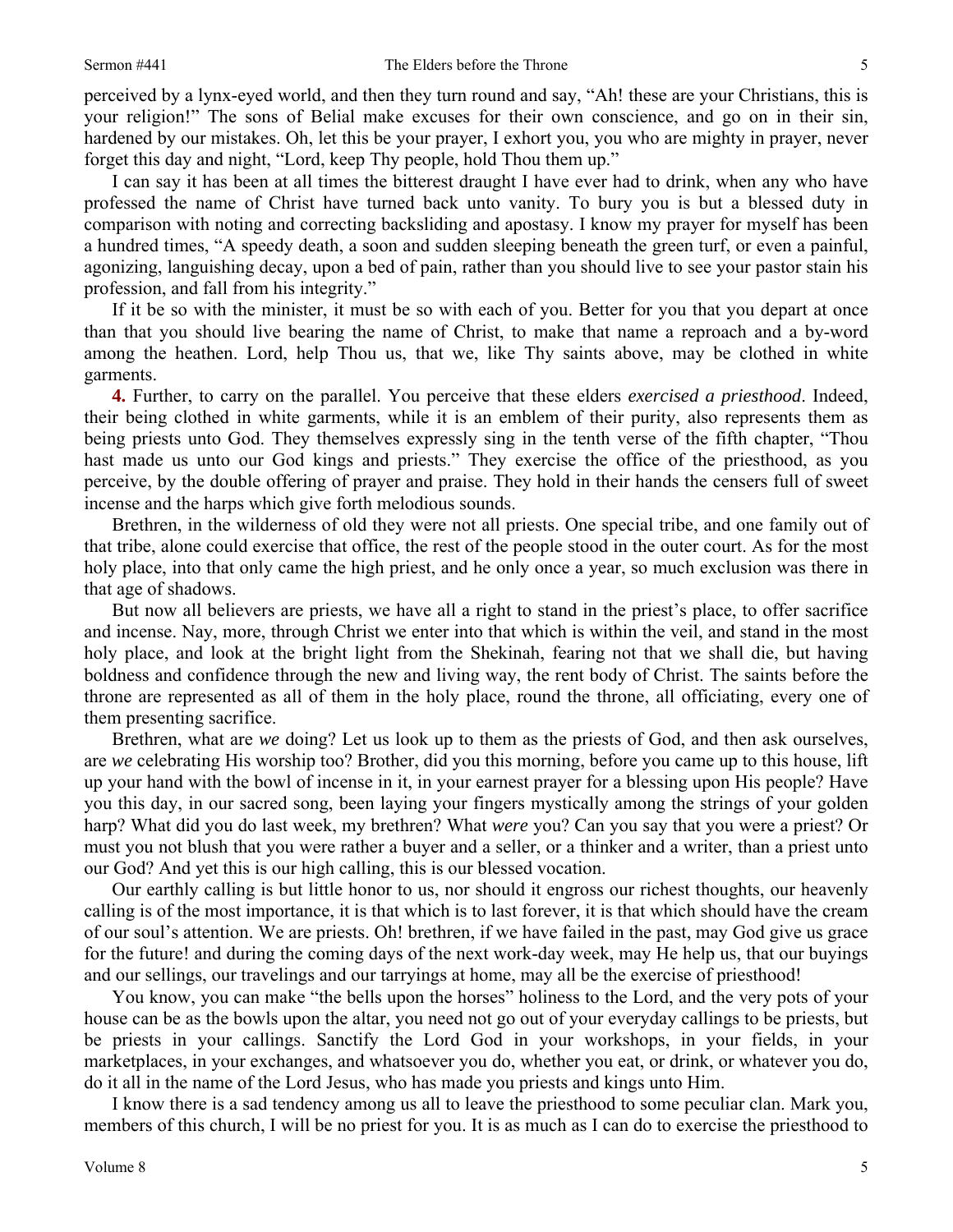perceived by a lynx-eyed world, and then they turn round and say, "Ah! these are your Christians, this is your religion!" The sons of Belial make excuses for their own conscience, and go on in their sin, hardened by our mistakes. Oh, let this be your prayer, I exhort you, you who are mighty in prayer, never forget this day and night, "Lord, keep Thy people, hold Thou them up."

I can say it has been at all times the bitterest draught I have ever had to drink, when any who have professed the name of Christ have turned back unto vanity. To bury you is but a blessed duty in comparison with noting and correcting backsliding and apostasy. I know my prayer for myself has been a hundred times, "A speedy death, a soon and sudden sleeping beneath the green turf, or even a painful, agonizing, languishing decay, upon a bed of pain, rather than you should live to see your pastor stain his profession, and fall from his integrity."

If it be so with the minister, it must be so with each of you. Better for you that you depart at once than that you should live bearing the name of Christ, to make that name a reproach and a by-word among the heathen. Lord, help Thou us, that we, like Thy saints above, may be clothed in white garments.

**4.** Further, to carry on the parallel. You perceive that these elders *exercised a priesthood*. Indeed, their being clothed in white garments, while it is an emblem of their purity, also represents them as being priests unto God. They themselves expressly sing in the tenth verse of the fifth chapter, "Thou hast made us unto our God kings and priests." They exercise the office of the priesthood, as you perceive, by the double offering of prayer and praise. They hold in their hands the censers full of sweet incense and the harps which give forth melodious sounds.

Brethren, in the wilderness of old they were not all priests. One special tribe, and one family out of that tribe, alone could exercise that office, the rest of the people stood in the outer court. As for the most holy place, into that only came the high priest, and he only once a year, so much exclusion was there in that age of shadows.

But now all believers are priests, we have all a right to stand in the priest's place, to offer sacrifice and incense. Nay, more, through Christ we enter into that which is within the veil, and stand in the most holy place, and look at the bright light from the Shekinah, fearing not that we shall die, but having boldness and confidence through the new and living way, the rent body of Christ. The saints before the throne are represented as all of them in the holy place, round the throne, all officiating, every one of them presenting sacrifice.

Brethren, what are *we* doing? Let us look up to them as the priests of God, and then ask ourselves, are *we* celebrating His worship too? Brother, did you this morning, before you came up to this house, lift up your hand with the bowl of incense in it, in your earnest prayer for a blessing upon His people? Have you this day, in our sacred song, been laying your fingers mystically among the strings of your golden harp? What did you do last week, my brethren? What *were* you? Can you say that you were a priest? Or must you not blush that you were rather a buyer and a seller, or a thinker and a writer, than a priest unto our God? And yet this is our high calling, this is our blessed vocation.

Our earthly calling is but little honor to us, nor should it engross our richest thoughts, our heavenly calling is of the most importance, it is that which is to last forever, it is that which should have the cream of our soul's attention. We are priests. Oh! brethren, if we have failed in the past, may God give us grace for the future! and during the coming days of the next work-day week, may He help us, that our buyings and our sellings, our travelings and our tarryings at home, may all be the exercise of priesthood!

You know, you can make "the bells upon the horses" holiness to the Lord, and the very pots of your house can be as the bowls upon the altar, you need not go out of your everyday callings to be priests, but be priests in your callings. Sanctify the Lord God in your workshops, in your fields, in your marketplaces, in your exchanges, and whatsoever you do, whether you eat, or drink, or whatever you do, do it all in the name of the Lord Jesus, who has made you priests and kings unto Him.

I know there is a sad tendency among us all to leave the priesthood to some peculiar clan. Mark you, members of this church, I will be no priest for you. It is as much as I can do to exercise the priesthood to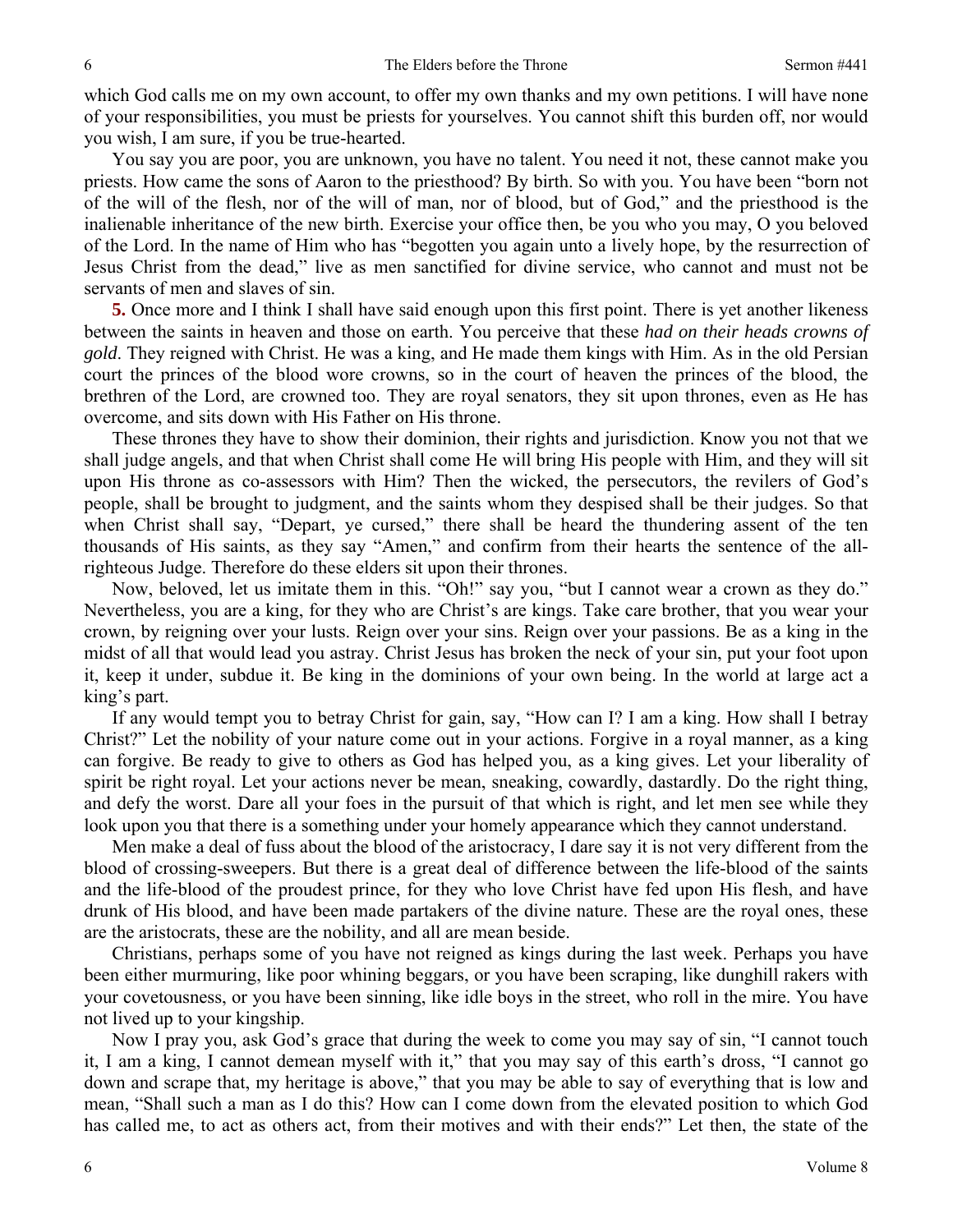which God calls me on my own account, to offer my own thanks and my own petitions. I will have none of your responsibilities, you must be priests for yourselves. You cannot shift this burden off, nor would you wish, I am sure, if you be true-hearted.

You say you are poor, you are unknown, you have no talent. You need it not, these cannot make you priests. How came the sons of Aaron to the priesthood? By birth. So with you. You have been "born not of the will of the flesh, nor of the will of man, nor of blood, but of God," and the priesthood is the inalienable inheritance of the new birth. Exercise your office then, be you who you may, O you beloved of the Lord. In the name of Him who has "begotten you again unto a lively hope, by the resurrection of Jesus Christ from the dead," live as men sanctified for divine service, who cannot and must not be servants of men and slaves of sin.

**5.** Once more and I think I shall have said enough upon this first point. There is yet another likeness between the saints in heaven and those on earth. You perceive that these *had on their heads crowns of gold*. They reigned with Christ. He was a king, and He made them kings with Him. As in the old Persian court the princes of the blood wore crowns, so in the court of heaven the princes of the blood, the brethren of the Lord, are crowned too. They are royal senators, they sit upon thrones, even as He has overcome, and sits down with His Father on His throne.

These thrones they have to show their dominion, their rights and jurisdiction. Know you not that we shall judge angels, and that when Christ shall come He will bring His people with Him, and they will sit upon His throne as co-assessors with Him? Then the wicked, the persecutors, the revilers of God's people, shall be brought to judgment, and the saints whom they despised shall be their judges. So that when Christ shall say, "Depart, ye cursed," there shall be heard the thundering assent of the ten thousands of His saints, as they say "Amen," and confirm from their hearts the sentence of the all-righteous Judge. Therefore do these elders sit upon their thrones.

Now, beloved, let us imitate them in this. "Oh!" say you, "but I cannot wear a crown as they do." Nevertheless, you are a king, for they who are Christ's are kings. Take care brother, that you wear your crown, by reigning over your lusts. Reign over your sins. Reign over your passions. Be as a king in the midst of all that would lead you astray. Christ Jesus has broken the neck of your sin, put your foot upon it, keep it under, subdue it. Be king in the dominions of your own being. In the world at large act a king's part.

If any would tempt you to betray Christ for gain, say, "How can I? I am a king. How shall I betray Christ?" Let the nobility of your nature come out in your actions. Forgive in a royal manner, as a king can forgive. Be ready to give to others as God has helped you, as a king gives. Let your liberality of spirit be right royal. Let your actions never be mean, sneaking, cowardly, dastardly. Do the right thing, and defy the worst. Dare all your foes in the pursuit of that which is right, and let men see while they look upon you that there is a something under your homely appearance which they cannot understand.

Men make a deal of fuss about the blood of the aristocracy, I dare say it is not very different from the blood of crossing-sweepers. But there is a great deal of difference between the life-blood of the saints and the life-blood of the proudest prince, for they who love Christ have fed upon His flesh, and have drunk of His blood, and have been made partakers of the divine nature. These are the royal ones, these are the aristocrats, these are the nobility, and all are mean beside.

Christians, perhaps some of you have not reigned as kings during the last week. Perhaps you have been either murmuring, like poor whining beggars, or you have been scraping, like dunghill rakers with your covetousness, or you have been sinning, like idle boys in the street, who roll in the mire. You have not lived up to your kingship.

Now I pray you, ask God's grace that during the week to come you may say of sin, "I cannot touch it, I am a king, I cannot demean myself with it," that you may say of this earth's dross, "I cannot go down and scrape that, my heritage is above," that you may be able to say of everything that is low and mean, "Shall such a man as I do this? How can I come down from the elevated position to which God has called me, to act as others act, from their motives and with their ends?" Let then, the state of the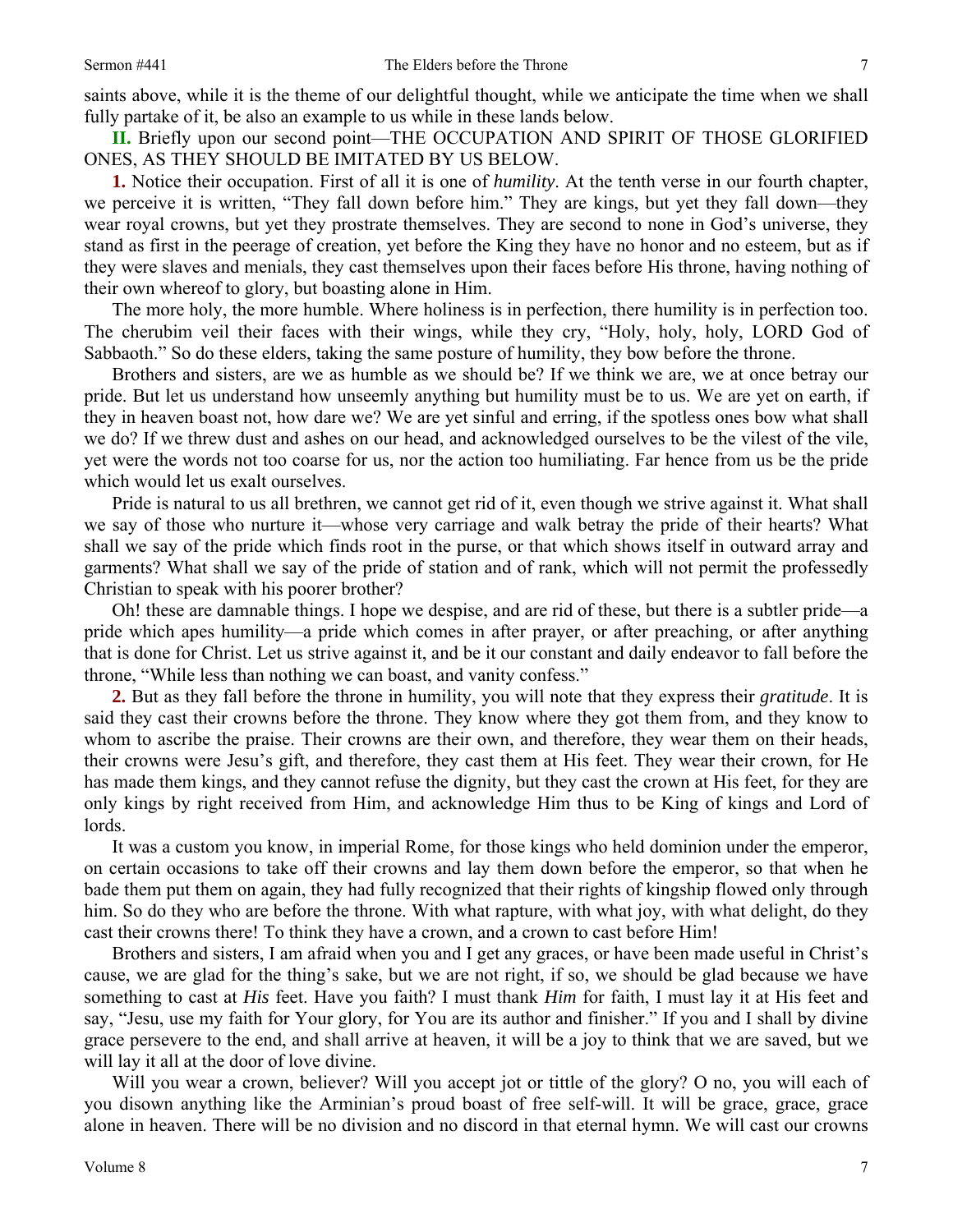saints above, while it is the theme of our delightful thought, while we anticipate the time when we shall fully partake of it, be also an example to us while in these lands below.

**II.** Briefly upon our second point—THE OCCUPATION AND SPIRIT OF THOSE GLORIFIED ONES, AS THEY SHOULD BE IMITATED BY US BELOW.

**1.** Notice their occupation. First of all it is one of *humility*. At the tenth verse in our fourth chapter, we perceive it is written, "They fall down before him." They are kings, but yet they fall down—they wear royal crowns, but yet they prostrate themselves. They are second to none in God's universe, they stand as first in the peerage of creation, yet before the King they have no honor and no esteem, but as if they were slaves and menials, they cast themselves upon their faces before His throne, having nothing of their own whereof to glory, but boasting alone in Him.

The more holy, the more humble. Where holiness is in perfection, there humility is in perfection too. The cherubim veil their faces with their wings, while they cry, "Holy, holy, holy, LORD God of Sabbaoth." So do these elders, taking the same posture of humility, they bow before the throne.

Brothers and sisters, are we as humble as we should be? If we think we are, we at once betray our pride. But let us understand how unseemly anything but humility must be to us. We are yet on earth, if they in heaven boast not, how dare we? We are yet sinful and erring, if the spotless ones bow what shall we do? If we threw dust and ashes on our head, and acknowledged ourselves to be the vilest of the vile, yet were the words not too coarse for us, nor the action too humiliating. Far hence from us be the pride which would let us exalt ourselves.

Pride is natural to us all brethren, we cannot get rid of it, even though we strive against it. What shall we say of those who nurture it—whose very carriage and walk betray the pride of their hearts? What shall we say of the pride which finds root in the purse, or that which shows itself in outward array and garments? What shall we say of the pride of station and of rank, which will not permit the professedly Christian to speak with his poorer brother?

Oh! these are damnable things. I hope we despise, and are rid of these, but there is a subtler pride—a pride which apes humility—a pride which comes in after prayer, or after preaching, or after anything that is done for Christ. Let us strive against it, and be it our constant and daily endeavor to fall before the throne, "While less than nothing we can boast, and vanity confess."

**2.** But as they fall before the throne in humility, you will note that they express their *gratitude*. It is said they cast their crowns before the throne. They know where they got them from, and they know to whom to ascribe the praise. Their crowns are their own, and therefore, they wear them on their heads, their crowns were Jesu's gift, and therefore, they cast them at His feet. They wear their crown, for He has made them kings, and they cannot refuse the dignity, but they cast the crown at His feet, for they are only kings by right received from Him, and acknowledge Him thus to be King of kings and Lord of lords.

It was a custom you know, in imperial Rome, for those kings who held dominion under the emperor, on certain occasions to take off their crowns and lay them down before the emperor, so that when he bade them put them on again, they had fully recognized that their rights of kingship flowed only through him. So do they who are before the throne. With what rapture, with what joy, with what delight, do they cast their crowns there! To think they have a crown, and a crown to cast before Him!

Brothers and sisters, I am afraid when you and I get any graces, or have been made useful in Christ's cause, we are glad for the thing's sake, but we are not right, if so, we should be glad because we have something to cast at *His* feet. Have you faith? I must thank *Him* for faith, I must lay it at His feet and say, "Jesu, use my faith for Your glory, for You are its author and finisher." If you and I shall by divine grace persevere to the end, and shall arrive at heaven, it will be a joy to think that we are saved, but we will lay it all at the door of love divine.

Will you wear a crown, believer? Will you accept jot or tittle of the glory? O no, you will each of you disown anything like the Arminian's proud boast of free self-will. It will be grace, grace, grace alone in heaven. There will be no division and no discord in that eternal hymn. We will cast our crowns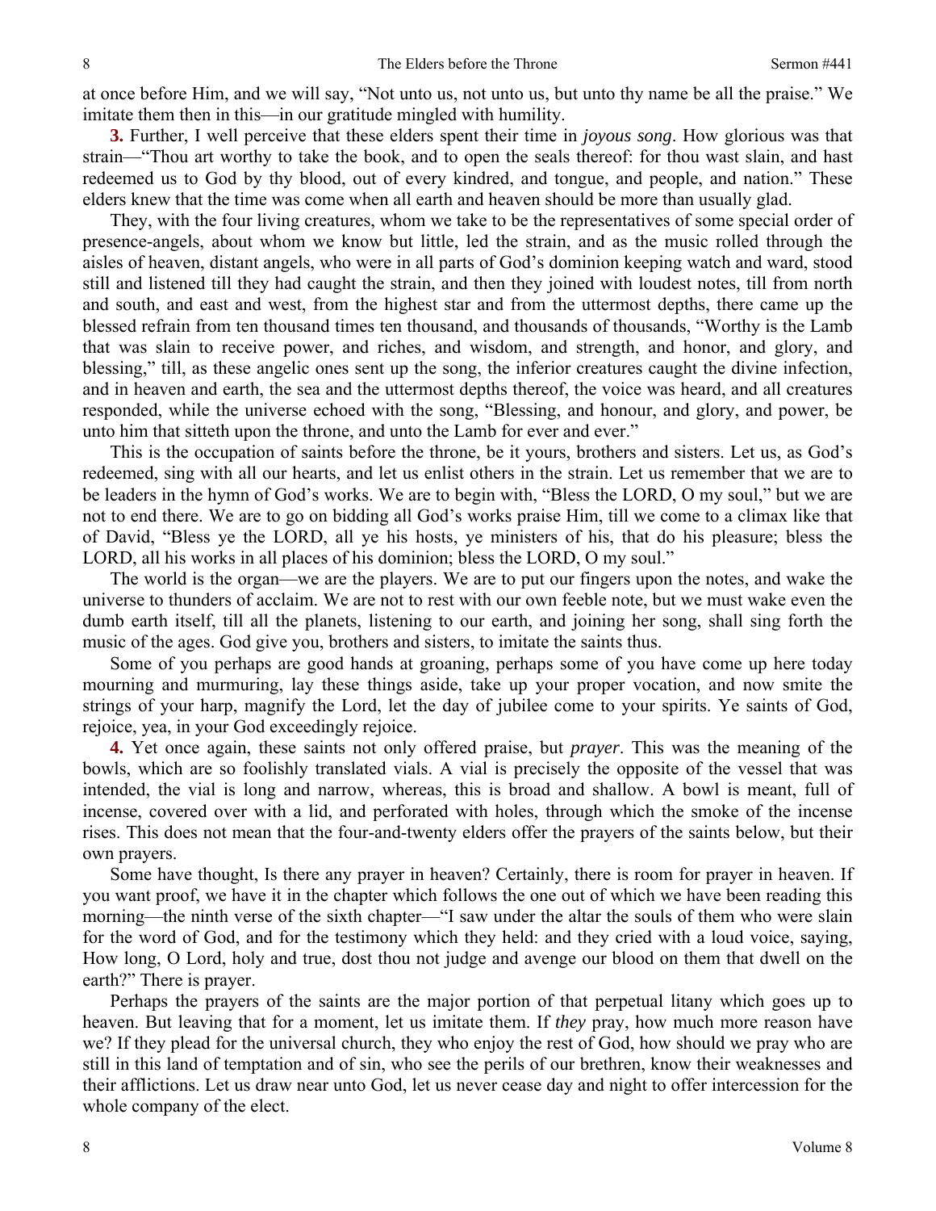at once before Him, and we will say, "Not unto us, not unto us, but unto thy name be all the praise." We imitate them then in this—in our gratitude mingled with humility.

**3.** Further, I well perceive that these elders spent their time in *joyous song*. How glorious was that strain—"Thou art worthy to take the book, and to open the seals thereof: for thou wast slain, and hast redeemed us to God by thy blood, out of every kindred, and tongue, and people, and nation." These elders knew that the time was come when all earth and heaven should be more than usually glad.

They, with the four living creatures, whom we take to be the representatives of some special order of presence-angels, about whom we know but little, led the strain, and as the music rolled through the aisles of heaven, distant angels, who were in all parts of God's dominion keeping watch and ward, stood still and listened till they had caught the strain, and then they joined with loudest notes, till from north and south, and east and west, from the highest star and from the uttermost depths, there came up the blessed refrain from ten thousand times ten thousand, and thousands of thousands, "Worthy is the Lamb that was slain to receive power, and riches, and wisdom, and strength, and honor, and glory, and blessing," till, as these angelic ones sent up the song, the inferior creatures caught the divine infection, and in heaven and earth, the sea and the uttermost depths thereof, the voice was heard, and all creatures responded, while the universe echoed with the song, "Blessing, and honour, and glory, and power, be unto him that sitteth upon the throne, and unto the Lamb for ever and ever."

This is the occupation of saints before the throne, be it yours, brothers and sisters. Let us, as God's redeemed, sing with all our hearts, and let us enlist others in the strain. Let us remember that we are to be leaders in the hymn of God's works. We are to begin with, "Bless the LORD, O my soul," but we are not to end there. We are to go on bidding all God's works praise Him, till we come to a climax like that of David, "Bless ye the LORD, all ye his hosts, ye ministers of his, that do his pleasure; bless the LORD, all his works in all places of his dominion; bless the LORD, O my soul."

The world is the organ—we are the players. We are to put our fingers upon the notes, and wake the universe to thunders of acclaim. We are not to rest with our own feeble note, but we must wake even the dumb earth itself, till all the planets, listening to our earth, and joining her song, shall sing forth the music of the ages. God give you, brothers and sisters, to imitate the saints thus.

Some of you perhaps are good hands at groaning, perhaps some of you have come up here today mourning and murmuring, lay these things aside, take up your proper vocation, and now smite the strings of your harp, magnify the Lord, let the day of jubilee come to your spirits. Ye saints of God, rejoice, yea, in your God exceedingly rejoice.

**4.** Yet once again, these saints not only offered praise, but *prayer*. This was the meaning of the bowls, which are so foolishly translated vials. A vial is precisely the opposite of the vessel that was intended, the vial is long and narrow, whereas, this is broad and shallow. A bowl is meant, full of incense, covered over with a lid, and perforated with holes, through which the smoke of the incense rises. This does not mean that the four-and-twenty elders offer the prayers of the saints below, but their own prayers.

Some have thought, Is there any prayer in heaven? Certainly, there is room for prayer in heaven. If you want proof, we have it in the chapter which follows the one out of which we have been reading this morning—the ninth verse of the sixth chapter—"I saw under the altar the souls of them who were slain for the word of God, and for the testimony which they held: and they cried with a loud voice, saying, How long, O Lord, holy and true, dost thou not judge and avenge our blood on them that dwell on the earth?" There is prayer.

Perhaps the prayers of the saints are the major portion of that perpetual litany which goes up to heaven. But leaving that for a moment, let us imitate them. If *they* pray, how much more reason have we? If they plead for the universal church, they who enjoy the rest of God, how should we pray who are still in this land of temptation and of sin, who see the perils of our brethren, know their weaknesses and their afflictions. Let us draw near unto God, let us never cease day and night to offer intercession for the whole company of the elect.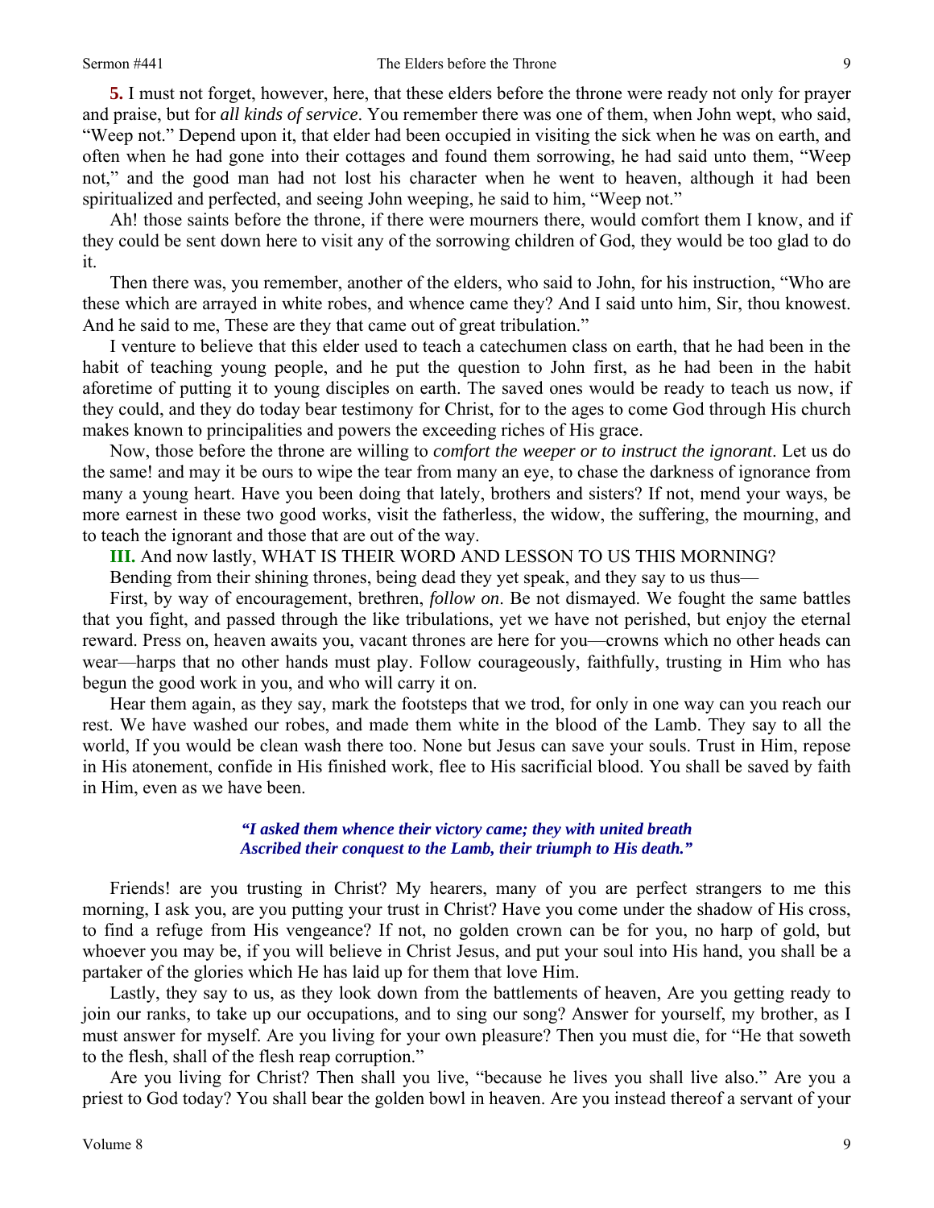**5.** I must not forget, however, here, that these elders before the throne were ready not only for prayer and praise, but for *all kinds of service*. You remember there was one of them, when John wept, who said, "Weep not." Depend upon it, that elder had been occupied in visiting the sick when he was on earth, and often when he had gone into their cottages and found them sorrowing, he had said unto them, "Weep not," and the good man had not lost his character when he went to heaven, although it had been spiritualized and perfected, and seeing John weeping, he said to him, "Weep not."

Ah! those saints before the throne, if there were mourners there, would comfort them I know, and if they could be sent down here to visit any of the sorrowing children of God, they would be too glad to do it.

Then there was, you remember, another of the elders, who said to John, for his instruction, "Who are these which are arrayed in white robes, and whence came they? And I said unto him, Sir, thou knowest. And he said to me, These are they that came out of great tribulation."

I venture to believe that this elder used to teach a catechumen class on earth, that he had been in the habit of teaching young people, and he put the question to John first, as he had been in the habit aforetime of putting it to young disciples on earth. The saved ones would be ready to teach us now, if they could, and they do today bear testimony for Christ, for to the ages to come God through His church makes known to principalities and powers the exceeding riches of His grace.

Now, those before the throne are willing to *comfort the weeper or to instruct the ignorant*. Let us do the same! and may it be ours to wipe the tear from many an eye, to chase the darkness of ignorance from many a young heart. Have you been doing that lately, brothers and sisters? If not, mend your ways, be more earnest in these two good works, visit the fatherless, the widow, the suffering, the mourning, and to teach the ignorant and those that are out of the way.

**III.** And now lastly, WHAT IS THEIR WORD AND LESSON TO US THIS MORNING?

Bending from their shining thrones, being dead they yet speak, and they say to us thus—

First, by way of encouragement, brethren, *follow on*. Be not dismayed. We fought the same battles that you fight, and passed through the like tribulations, yet we have not perished, but enjoy the eternal reward. Press on, heaven awaits you, vacant thrones are here for you—crowns which no other heads can wear—harps that no other hands must play. Follow courageously, faithfully, trusting in Him who has begun the good work in you, and who will carry it on.

Hear them again, as they say, mark the footsteps that we trod, for only in one way can you reach our rest. We have washed our robes, and made them white in the blood of the Lamb. They say to all the world, If you would be clean wash there too. None but Jesus can save your souls. Trust in Him, repose in His atonement, confide in His finished work, flee to His sacrificial blood. You shall be saved by faith in Him, even as we have been.

> ***"I asked them whence their victory came; they with united breath***
> ***Ascribed their conquest to the Lamb, their triumph to His death."***

Friends! are you trusting in Christ? My hearers, many of you are perfect strangers to me this morning, I ask you, are you putting your trust in Christ? Have you come under the shadow of His cross, to find a refuge from His vengeance? If not, no golden crown can be for you, no harp of gold, but whoever you may be, if you will believe in Christ Jesus, and put your soul into His hand, you shall be a partaker of the glories which He has laid up for them that love Him.

Lastly, they say to us, as they look down from the battlements of heaven, Are you getting ready to join our ranks, to take up our occupations, and to sing our song? Answer for yourself, my brother, as I must answer for myself. Are you living for your own pleasure? Then you must die, for "He that soweth to the flesh, shall of the flesh reap corruption."

Are you living for Christ? Then shall you live, "because he lives you shall live also." Are you a priest to God today? You shall bear the golden bowl in heaven. Are you instead thereof a servant of your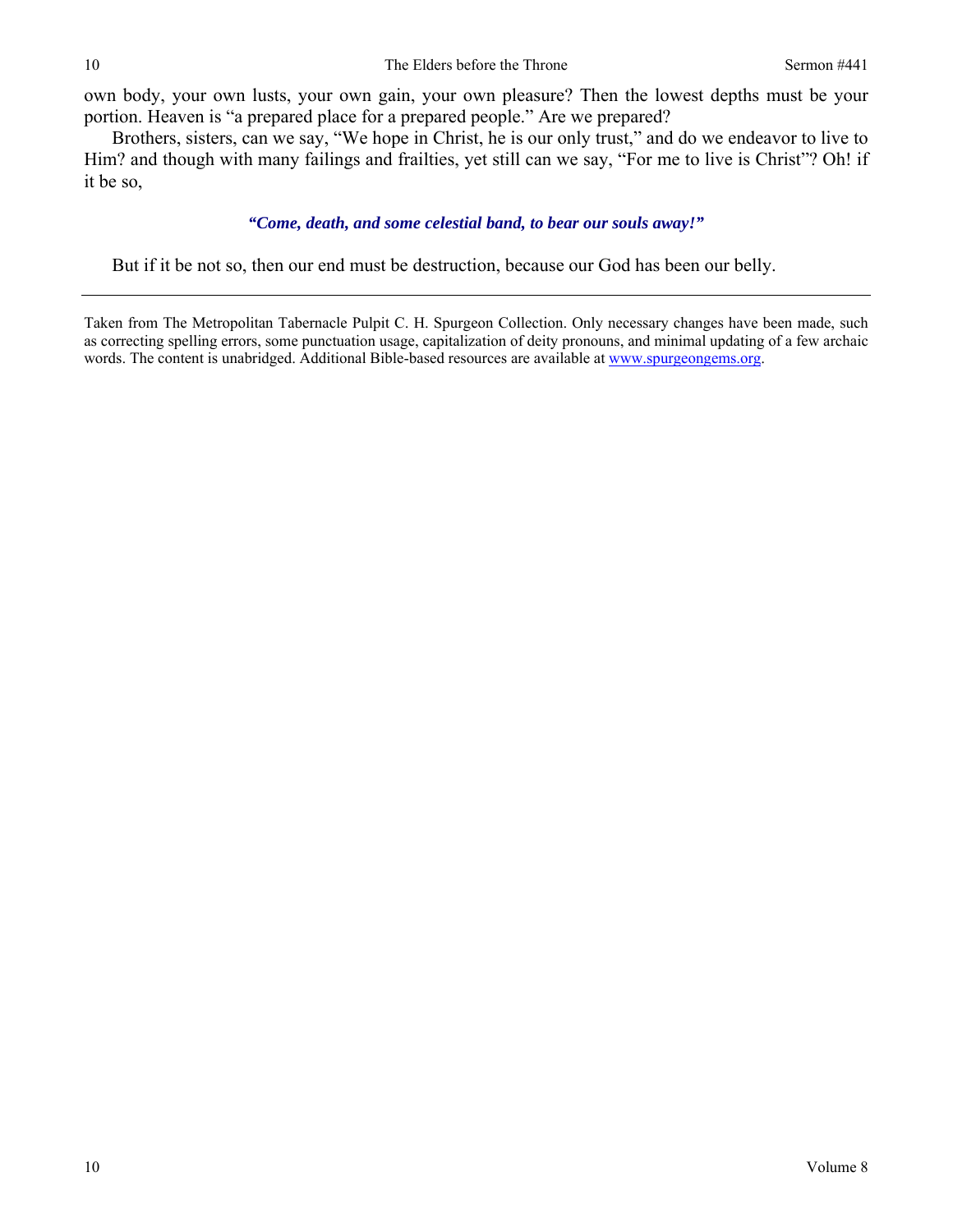own body, your own lusts, your own gain, your own pleasure? Then the lowest depths must be your portion. Heaven is "a prepared place for a prepared people." Are we prepared?

Brothers, sisters, can we say, "We hope in Christ, he is our only trust," and do we endeavor to live to Him? and though with many failings and frailties, yet still can we say, "For me to live is Christ"? Oh! if it be so,

***"Come, death, and some celestial band, to bear our souls away!"***

But if it be not so, then our end must be destruction, because our God has been our belly.

---

Taken from The Metropolitan Tabernacle Pulpit C. H. Spurgeon Collection. Only necessary changes have been made, such as correcting spelling errors, some punctuation usage, capitalization of deity pronouns, and minimal updating of a few archaic words. The content is unabridged. Additional Bible-based resources are available at [www.spurgeongems.org](http://www.spurgeongems.org).